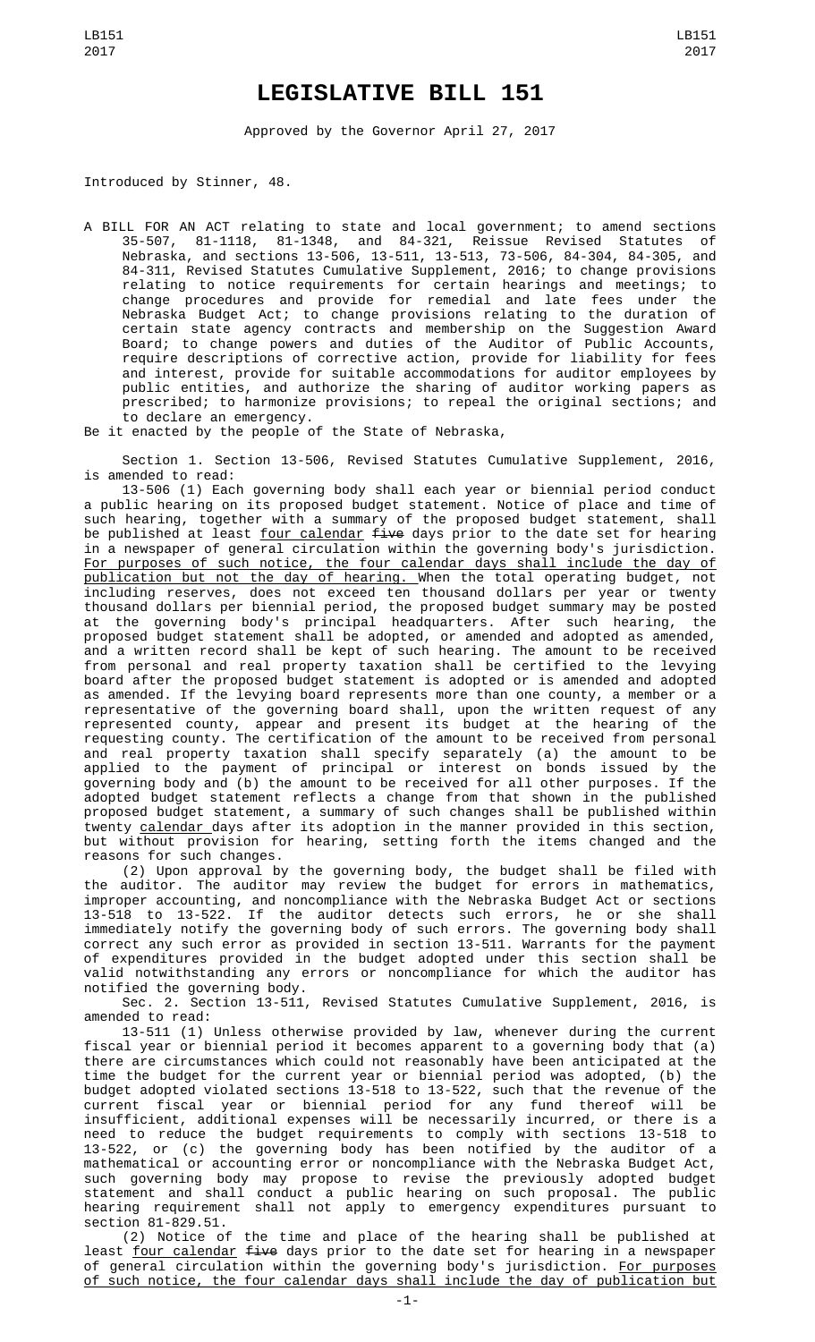# LEGISLATIVE BILL 151

Approved by the Governor April 27, 2017

Introduced by Stinner, 48.

A BILL FOR AN ACT relating to state and local government; to amend sections 35-507, 81-1118, 81-1348, and 84-321, Reissue Revised Statutes of Nebraska, and sections 13-506, 13-511, 13-513, 73-506, 84-304, 84-305, and 84-311, Revised Statutes Cumulative Supplement, 2016; to change provisions relating to notice requirements for certain hearings and meetings; to change procedures and provide for remedial and late fees under the Nebraska Budget Act; to change provisions relating to the duration of certain state agency contracts and membership on the Suggestion Award Board; to change powers and duties of the Auditor of Public Accounts, require descriptions of corrective action, provide for liability for fees and interest, provide for suitable accommodations for auditor employees by public entities, and authorize the sharing of auditor working papers as prescribed; to harmonize provisions; to repeal the original sections; and to declare an emergency.

Be it enacted by the people of the State of Nebraska,

Section 1. Section 13-506, Revised Statutes Cumulative Supplement, 2016, is amended to read:

13-506 (1) Each governing body shall each year or biennial period conduct a public hearing on its proposed budget statement. Notice of place and time of such hearing, together with a summary of the proposed budget statement, shall be published at least four calendar ~~five~~ days prior to the date set for hearing in a newspaper of general circulation within the governing body's jurisdiction. For purposes of such notice, the four calendar days shall include the day of publication but not the day of hearing. When the total operating budget, not including reserves, does not exceed ten thousand dollars per year or twenty thousand dollars per biennial period, the proposed budget summary may be posted at the governing body's principal headquarters. After such hearing, the proposed budget statement shall be adopted, or amended and adopted as amended, and a written record shall be kept of such hearing. The amount to be received from personal and real property taxation shall be certified to the levying board after the proposed budget statement is adopted or is amended and adopted as amended. If the levying board represents more than one county, a member or a representative of the governing board shall, upon the written request of any represented county, appear and present its budget at the hearing of the requesting county. The certification of the amount to be received from personal and real property taxation shall specify separately (a) the amount to be applied to the payment of principal or interest on bonds issued by the governing body and (b) the amount to be received for all other purposes. If the adopted budget statement reflects a change from that shown in the published proposed budget statement, a summary of such changes shall be published within twenty calendar days after its adoption in the manner provided in this section, but without provision for hearing, setting forth the items changed and the reasons for such changes.

(2) Upon approval by the governing body, the budget shall be filed with the auditor. The auditor may review the budget for errors in mathematics, improper accounting, and noncompliance with the Nebraska Budget Act or sections 13-518 to 13-522. If the auditor detects such errors, he or she shall immediately notify the governing body of such errors. The governing body shall correct any such error as provided in section 13-511. Warrants for the payment of expenditures provided in the budget adopted under this section shall be valid notwithstanding any errors or noncompliance for which the auditor has notified the governing body.

Sec. 2. Section 13-511, Revised Statutes Cumulative Supplement, 2016, is amended to read:

13-511 (1) Unless otherwise provided by law, whenever during the current fiscal year or biennial period it becomes apparent to a governing body that (a) there are circumstances which could not reasonably have been anticipated at the time the budget for the current year or biennial period was adopted, (b) the budget adopted violated sections 13-518 to 13-522, such that the revenue of the current fiscal year or biennial period for any fund thereof will be insufficient, additional expenses will be necessarily incurred, or there is a need to reduce the budget requirements to comply with sections 13-518 to 13-522, or (c) the governing body has been notified by the auditor of a mathematical or accounting error or noncompliance with the Nebraska Budget Act, such governing body may propose to revise the previously adopted budget statement and shall conduct a public hearing on such proposal. The public hearing requirement shall not apply to emergency expenditures pursuant to section 81-829.51.

(2) Notice of the time and place of the hearing shall be published at least four calendar ~~five~~ days prior to the date set for hearing in a newspaper of general circulation within the governing body's jurisdiction. For purposes of such notice, the four calendar days shall include the day of publication but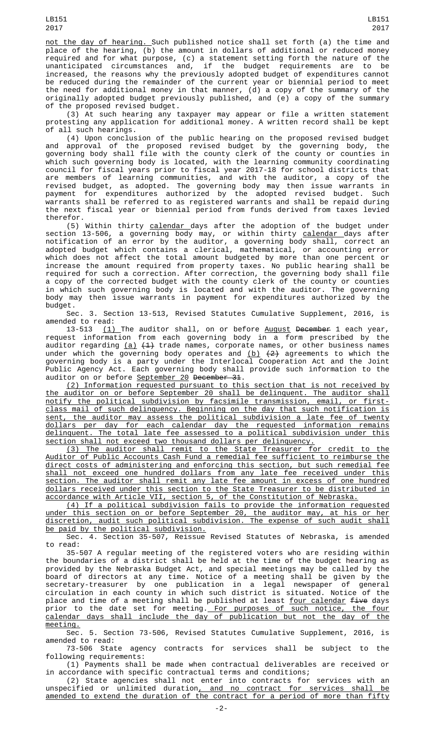not the day of hearing. Such published notice shall set forth (a) the time and place of the hearing, (b) the amount in dollars of additional or reduced money required and for what purpose, (c) a statement setting forth the nature of the unanticipated circumstances and, if the budget requirements are to be increased, the reasons why the previously adopted budget of expenditures cannot be reduced during the remainder of the current year or biennial period to meet the need for additional money in that manner, (d) a copy of the summary of the originally adopted budget previously published, and (e) a copy of the summary of the proposed revised budget.

(3) At such hearing any taxpayer may appear or file a written statement protesting any application for additional money. A written record shall be kept of all such hearings.

(4) Upon conclusion of the public hearing on the proposed revised budget and approval of the proposed revised budget by the governing body, the governing body shall file with the county clerk of the county or counties in which such governing body is located, with the learning community coordinating council for fiscal years prior to fiscal year 2017-18 for school districts that are members of learning communities, and with the auditor, a copy of the revised budget, as adopted. The governing body may then issue warrants in payment for expenditures authorized by the adopted revised budget. Such warrants shall be referred to as registered warrants and shall be repaid during the next fiscal year or biennial period from funds derived from taxes levied therefor.

(5) Within thirty calendar days after the adoption of the budget under section 13-506, a governing body may, or within thirty calendar days after notification of an error by the auditor, a governing body shall, correct an adopted budget which contains a clerical, mathematical, or accounting error which does not affect the total amount budgeted by more than one percent or increase the amount required from property taxes. No public hearing shall be required for such a correction. After correction, the governing body shall file a copy of the corrected budget with the county clerk of the county or counties in which such governing body is located and with the auditor. The governing body may then issue warrants in payment for expenditures authorized by the budget.

Sec. 3. Section 13-513, Revised Statutes Cumulative Supplement, 2016, is amended to read:

13-513 (1) The auditor shall, on or before August ~~December~~ 1 each year, request information from each governing body in a form prescribed by the auditor regarding (a) ~~(1)~~ trade names, corporate names, or other business names under which the governing body operates and (b) ~~(2)~~ agreements to which the governing body is a party under the Interlocal Cooperation Act and the Joint Public Agency Act. Each governing body shall provide such information to the auditor on or before September 20 ~~December 31~~.

(2) Information requested pursuant to this section that is not received by the auditor on or before September 20 shall be delinquent. The auditor shall notify the political subdivision by facsimile transmission, email, or first-class mail of such delinquency. Beginning on the day that such notification is sent, the auditor may assess the political subdivision a late fee of twenty dollars per day for each calendar day the requested information remains delinquent. The total late fee assessed to a political subdivision under this section shall not exceed two thousand dollars per delinquency.

(3) The auditor shall remit to the State Treasurer for credit to the Auditor of Public Accounts Cash Fund a remedial fee sufficient to reimburse the direct costs of administering and enforcing this section, but such remedial fee shall not exceed one hundred dollars from any late fee received under this section. The auditor shall remit any late fee amount in excess of one hundred dollars received under this section to the State Treasurer to be distributed in accordance with Article VII, section 5, of the Constitution of Nebraska.

(4) If a political subdivision fails to provide the information requested under this section on or before September 20, the auditor may, at his or her discretion, audit such political subdivision. The expense of such audit shall be paid by the political subdivision.

Sec. 4. Section 35-507, Reissue Revised Statutes of Nebraska, is amended to read:

35-507 A regular meeting of the registered voters who are residing within the boundaries of a district shall be held at the time of the budget hearing as provided by the Nebraska Budget Act, and special meetings may be called by the board of directors at any time. Notice of a meeting shall be given by the secretary-treasurer by one publication in a legal newspaper of general circulation in each county in which such district is situated. Notice of the place and time of a meeting shall be published at least four calendar ~~five~~ days prior to the date set for meeting. For purposes of such notice, the four calendar days shall include the day of publication but not the day of the meeting.

Sec. 5. Section 73-506, Revised Statutes Cumulative Supplement, 2016, is amended to read:

73-506 State agency contracts for services shall be subject to the following requirements:

(1) Payments shall be made when contractual deliverables are received or in accordance with specific contractual terms and conditions;

(2) State agencies shall not enter into contracts for services with an unspecified or unlimited duration, and no contract for services shall be amended to extend the duration of the contract for a period of more than fifty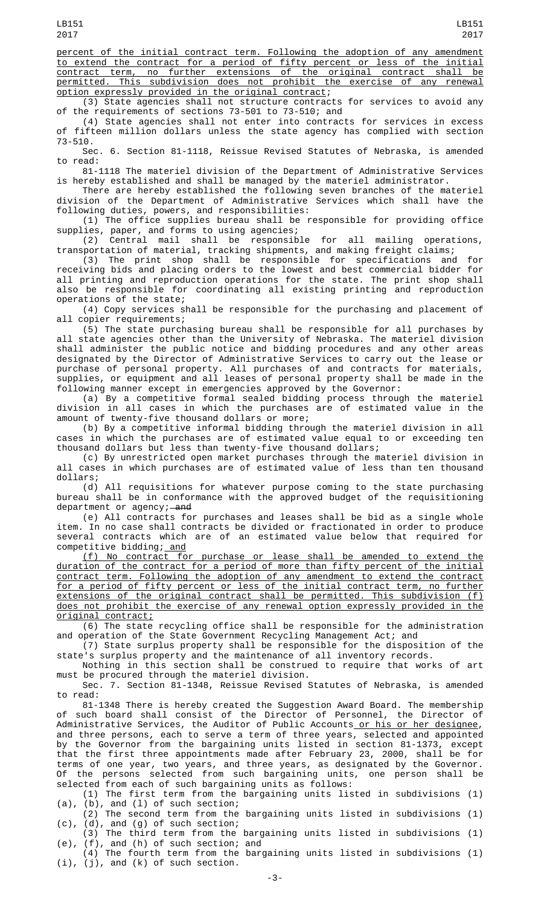percent of the initial contract term. Following the adoption of any amendment to extend the contract for a period of fifty percent or less of the initial contract term, no further extensions of the original contract shall be permitted. This subdivision does not prohibit the exercise of any renewal option expressly provided in the original contract;

(3) State agencies shall not structure contracts for services to avoid any of the requirements of sections 73-501 to 73-510; and

(4) State agencies shall not enter into contracts for services in excess of fifteen million dollars unless the state agency has complied with section 73-510.

Sec. 6. Section 81-1118, Reissue Revised Statutes of Nebraska, is amended to read:

81-1118 The materiel division of the Department of Administrative Services is hereby established and shall be managed by the materiel administrator.

There are hereby established the following seven branches of the materiel division of the Department of Administrative Services which shall have the following duties, powers, and responsibilities:

(1) The office supplies bureau shall be responsible for providing office supplies, paper, and forms to using agencies;

(2) Central mail shall be responsible for all mailing operations, transportation of material, tracking shipments, and making freight claims;

(3) The print shop shall be responsible for specifications and for receiving bids and placing orders to the lowest and best commercial bidder for all printing and reproduction operations for the state. The print shop shall also be responsible for coordinating all existing printing and reproduction operations of the state;

(4) Copy services shall be responsible for the purchasing and placement of all copier requirements;

(5) The state purchasing bureau shall be responsible for all purchases by all state agencies other than the University of Nebraska. The materiel division shall administer the public notice and bidding procedures and any other areas designated by the Director of Administrative Services to carry out the lease or purchase of personal property. All purchases of and contracts for materials, supplies, or equipment and all leases of personal property shall be made in the following manner except in emergencies approved by the Governor:

(a) By a competitive formal sealed bidding process through the materiel division in all cases in which the purchases are of estimated value in the amount of twenty-five thousand dollars or more;

(b) By a competitive informal bidding through the materiel division in all cases in which the purchases are of estimated value equal to or exceeding ten thousand dollars but less than twenty-five thousand dollars;

(c) By unrestricted open market purchases through the materiel division in all cases in which purchases are of estimated value of less than ten thousand dollars;

(d) All requisitions for whatever purpose coming to the state purchasing bureau shall be in conformance with the approved budget of the requisitioning department or agency; ~~and~~

(e) All contracts for purchases and leases shall be bid as a single whole item. In no case shall contracts be divided or fractionated in order to produce several contracts which are of an estimated value below that required for competitive bidding; and

(f) No contract for purchase or lease shall be amended to extend the duration of the contract for a period of more than fifty percent of the initial contract term. Following the adoption of any amendment to extend the contract for a period of fifty percent or less of the initial contract term, no further extensions of the original contract shall be permitted. This subdivision (f) does not prohibit the exercise of any renewal option expressly provided in the original contract;

(6) The state recycling office shall be responsible for the administration and operation of the State Government Recycling Management Act; and

(7) State surplus property shall be responsible for the disposition of the state's surplus property and the maintenance of all inventory records.

Nothing in this section shall be construed to require that works of art must be procured through the materiel division.

Sec. 7. Section 81-1348, Reissue Revised Statutes of Nebraska, is amended to read:

81-1348 There is hereby created the Suggestion Award Board. The membership of such board shall consist of the Director of Personnel, the Director of Administrative Services, the Auditor of Public Accounts or his or her designee, and three persons, each to serve a term of three years, selected and appointed by the Governor from the bargaining units listed in section 81-1373, except that the first three appointments made after February 23, 2000, shall be for terms of one year, two years, and three years, as designated by the Governor. Of the persons selected from such bargaining units, one person shall be selected from each of such bargaining units as follows:

(1) The first term from the bargaining units listed in subdivisions (1)(a), (b), and (l) of such section;

(2) The second term from the bargaining units listed in subdivisions (1)(c), (d), and (g) of such section;

(3) The third term from the bargaining units listed in subdivisions (1)(e), (f), and (h) of such section; and

(4) The fourth term from the bargaining units listed in subdivisions (1)(i), (j), and (k) of such section.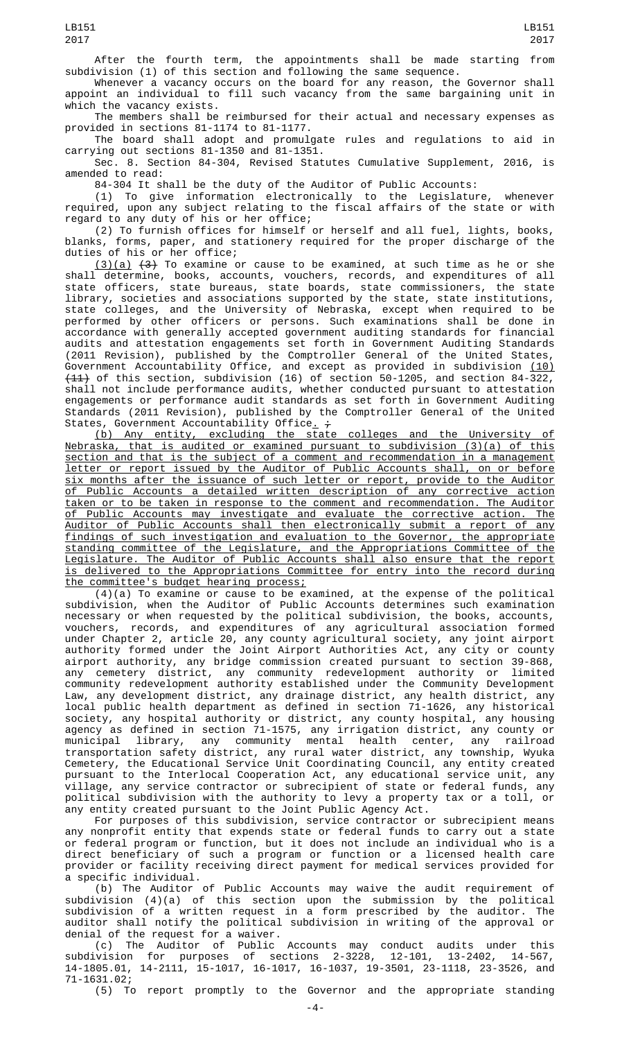After the fourth term, the appointments shall be made starting from subdivision (1) of this section and following the same sequence.

Whenever a vacancy occurs on the board for any reason, the Governor shall appoint an individual to fill such vacancy from the same bargaining unit in which the vacancy exists.

The members shall be reimbursed for their actual and necessary expenses as provided in sections 81-1174 to 81-1177.

The board shall adopt and promulgate rules and regulations to aid in carrying out sections 81-1350 and 81-1351.

Sec. 8. Section 84-304, Revised Statutes Cumulative Supplement, 2016, is amended to read:

84-304 It shall be the duty of the Auditor of Public Accounts:

(1) To give information electronically to the Legislature, whenever required, upon any subject relating to the fiscal affairs of the state or with regard to any duty of his or her office;

(2) To furnish offices for himself or herself and all fuel, lights, books, blanks, forms, paper, and stationery required for the proper discharge of the duties of his or her office;

(3)(a) ~~(3)~~ To examine or cause to be examined, at such time as he or she shall determine, books, accounts, vouchers, records, and expenditures of all state officers, state bureaus, state boards, state commissioners, the state library, societies and associations supported by the state, state institutions, state colleges, and the University of Nebraska, except when required to be performed by other officers or persons. Such examinations shall be done in accordance with generally accepted government auditing standards for financial audits and attestation engagements set forth in Government Auditing Standards (2011 Revision), published by the Comptroller General of the United States, Government Accountability Office, and except as provided in subdivision (10) ~~(11)~~ of this section, subdivision (16) of section 50-1205, and section 84-322, shall not include performance audits, whether conducted pursuant to attestation engagements or performance audit standards as set forth in Government Auditing Standards (2011 Revision), published by the Comptroller General of the United States, Government Accountability Office. ~~;~~

(b) Any entity, excluding the state colleges and the University of Nebraska, that is audited or examined pursuant to subdivision (3)(a) of this section and that is the subject of a comment and recommendation in a management letter or report issued by the Auditor of Public Accounts shall, on or before six months after the issuance of such letter or report, provide to the Auditor of Public Accounts a detailed written description of any corrective action taken or to be taken in response to the comment and recommendation. The Auditor of Public Accounts may investigate and evaluate the corrective action. The Auditor of Public Accounts shall then electronically submit a report of any findings of such investigation and evaluation to the Governor, the appropriate standing committee of the Legislature, and the Appropriations Committee of the Legislature. The Auditor of Public Accounts shall also ensure that the report is delivered to the Appropriations Committee for entry into the record during the committee's budget hearing process;

(4)(a) To examine or cause to be examined, at the expense of the political subdivision, when the Auditor of Public Accounts determines such examination necessary or when requested by the political subdivision, the books, accounts, vouchers, records, and expenditures of any agricultural association formed under Chapter 2, article 20, any county agricultural society, any joint airport authority formed under the Joint Airport Authorities Act, any city or county airport authority, any bridge commission created pursuant to section 39-868, any cemetery district, any community redevelopment authority or limited community redevelopment authority established under the Community Development Law, any development district, any drainage district, any health district, any local public health department as defined in section 71-1626, any historical society, any hospital authority or district, any county hospital, any housing agency as defined in section 71-1575, any irrigation district, any county or municipal library, any community mental health center, any railroad transportation safety district, any rural water district, any township, Wyuka Cemetery, the Educational Service Unit Coordinating Council, any entity created pursuant to the Interlocal Cooperation Act, any educational service unit, any village, any service contractor or subrecipient of state or federal funds, any political subdivision with the authority to levy a property tax or a toll, or any entity created pursuant to the Joint Public Agency Act.

For purposes of this subdivision, service contractor or subrecipient means any nonprofit entity that expends state or federal funds to carry out a state or federal program or function, but it does not include an individual who is a direct beneficiary of such a program or function or a licensed health care provider or facility receiving direct payment for medical services provided for a specific individual.

(b) The Auditor of Public Accounts may waive the audit requirement of subdivision (4)(a) of this section upon the submission by the political subdivision of a written request in a form prescribed by the auditor. The auditor shall notify the political subdivision in writing of the approval or denial of the request for a waiver.

(c) The Auditor of Public Accounts may conduct audits under this subdivision for purposes of sections 2-3228, 12-101, 13-2402, 14-567, 14-1805.01, 14-2111, 15-1017, 16-1017, 16-1037, 19-3501, 23-1118, 23-3526, and 71-1631.02;

(5) To report promptly to the Governor and the appropriate standing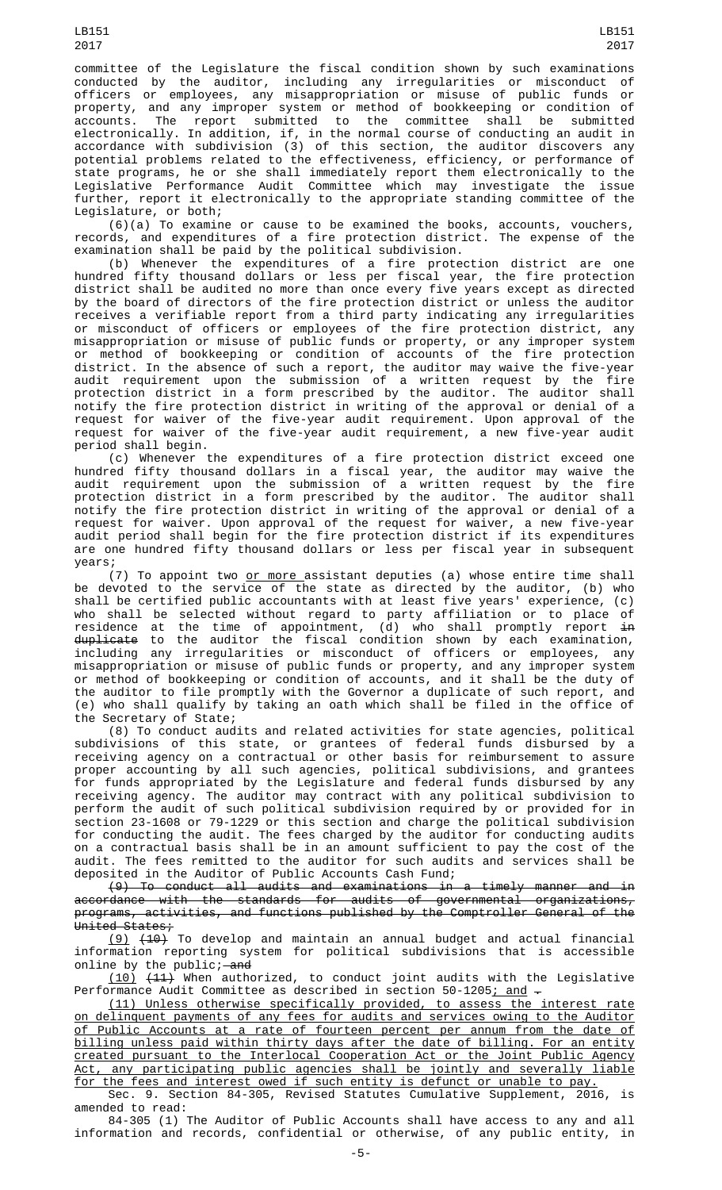committee of the Legislature the fiscal condition shown by such examinations conducted by the auditor, including any irregularities or misconduct of officers or employees, any misappropriation or misuse of public funds or property, and any improper system or method of bookkeeping or condition of accounts. The report submitted to the committee shall be submitted electronically. In addition, if, in the normal course of conducting an audit in accordance with subdivision (3) of this section, the auditor discovers any potential problems related to the effectiveness, efficiency, or performance of state programs, he or she shall immediately report them electronically to the Legislative Performance Audit Committee which may investigate the issue further, report it electronically to the appropriate standing committee of the Legislature, or both;

(6)(a) To examine or cause to be examined the books, accounts, vouchers, records, and expenditures of a fire protection district. The expense of the examination shall be paid by the political subdivision.

(b) Whenever the expenditures of a fire protection district are one hundred fifty thousand dollars or less per fiscal year, the fire protection district shall be audited no more than once every five years except as directed by the board of directors of the fire protection district or unless the auditor receives a verifiable report from a third party indicating any irregularities or misconduct of officers or employees of the fire protection district, any misappropriation or misuse of public funds or property, or any improper system or method of bookkeeping or condition of accounts of the fire protection district. In the absence of such a report, the auditor may waive the five-year audit requirement upon the submission of a written request by the fire protection district in a form prescribed by the auditor. The auditor shall notify the fire protection district in writing of the approval or denial of a request for waiver of the five-year audit requirement. Upon approval of the request for waiver of the five-year audit requirement, a new five-year audit period shall begin.

(c) Whenever the expenditures of a fire protection district exceed one hundred fifty thousand dollars in a fiscal year, the auditor may waive the audit requirement upon the submission of a written request by the fire protection district in a form prescribed by the auditor. The auditor shall notify the fire protection district in writing of the approval or denial of a request for waiver. Upon approval of the request for waiver, a new five-year audit period shall begin for the fire protection district if its expenditures are one hundred fifty thousand dollars or less per fiscal year in subsequent years;

(7) To appoint two <u>or more</u> assistant deputies (a) whose entire time shall be devoted to the service of the state as directed by the auditor, (b) who shall be certified public accountants with at least five years' experience, (c) who shall be selected without regard to party affiliation or to place of residence at the time of appointment, (d) who shall promptly report ~~in duplicate~~ to the auditor the fiscal condition shown by each examination, including any irregularities or misconduct of officers or employees, any misappropriation or misuse of public funds or property, and any improper system or method of bookkeeping or condition of accounts, and it shall be the duty of the auditor to file promptly with the Governor a duplicate of such report, and (e) who shall qualify by taking an oath which shall be filed in the office of the Secretary of State;

(8) To conduct audits and related activities for state agencies, political subdivisions of this state, or grantees of federal funds disbursed by a receiving agency on a contractual or other basis for reimbursement to assure proper accounting by all such agencies, political subdivisions, and grantees for funds appropriated by the Legislature and federal funds disbursed by any receiving agency. The auditor may contract with any political subdivision to perform the audit of such political subdivision required by or provided for in section 23-1608 or 79-1229 or this section and charge the political subdivision for conducting the audit. The fees charged by the auditor for conducting audits on a contractual basis shall be in an amount sufficient to pay the cost of the audit. The fees remitted to the auditor for such audits and services shall be deposited in the Auditor of Public Accounts Cash Fund;

~~(9) To conduct all audits and examinations in a timely manner and in accordance with the standards for audits of governmental organizations, programs, activities, and functions published by the Comptroller General of the United States;~~

<u>(9)</u> ~~(10)~~ To develop and maintain an annual budget and actual financial information reporting system for political subdivisions that is accessible online by the public;~~ and~~

<u>(10)</u> ~~(11)~~ When authorized, to conduct joint audits with the Legislative Performance Audit Committee as described in section 50-1205<u>; and</u> ~~.~~

<u>(11) Unless otherwise specifically provided, to assess the interest rate on delinquent payments of any fees for audits and services owing to the Auditor of Public Accounts at a rate of fourteen percent per annum from the date of billing unless paid within thirty days after the date of billing. For an entity created pursuant to the Interlocal Cooperation Act or the Joint Public Agency Act, any participating public agencies shall be jointly and severally liable for the fees and interest owed if such entity is defunct or unable to pay.</u>

Sec. 9. Section 84-305, Revised Statutes Cumulative Supplement, 2016, is amended to read:

84-305 (1) The Auditor of Public Accounts shall have access to any and all information and records, confidential or otherwise, of any public entity, in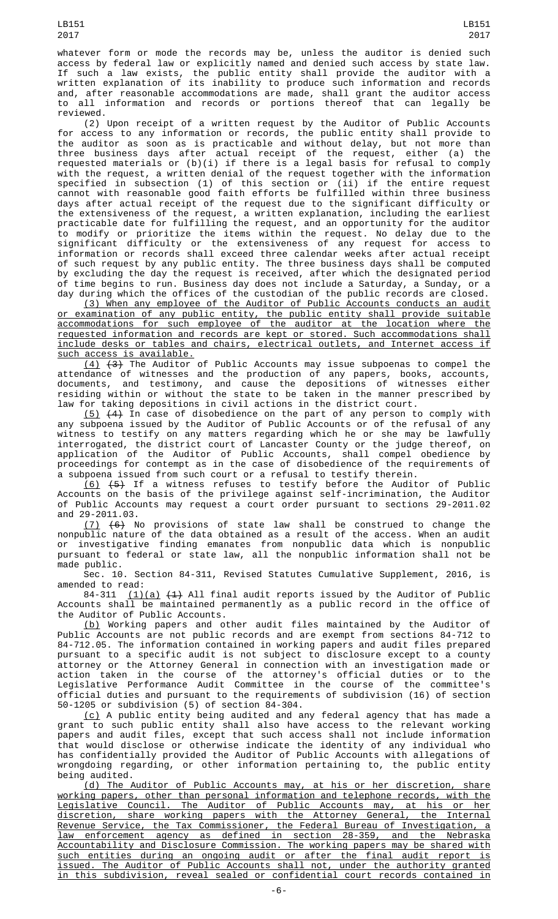whatever form or mode the records may be, unless the auditor is denied such access by federal law or explicitly named and denied such access by state law. If such a law exists, the public entity shall provide the auditor with a written explanation of its inability to produce such information and records and, after reasonable accommodations are made, shall grant the auditor access to all information and records or portions thereof that can legally be reviewed.

(2) Upon receipt of a written request by the Auditor of Public Accounts for access to any information or records, the public entity shall provide to the auditor as soon as is practicable and without delay, but not more than three business days after actual receipt of the request, either (a) the requested materials or (b)(i) if there is a legal basis for refusal to comply with the request, a written denial of the request together with the information specified in subsection (1) of this section or (ii) if the entire request cannot with reasonable good faith efforts be fulfilled within three business days after actual receipt of the request due to the significant difficulty or the extensiveness of the request, a written explanation, including the earliest practicable date for fulfilling the request, and an opportunity for the auditor to modify or prioritize the items within the request. No delay due to the significant difficulty or the extensiveness of any request for access to information or records shall exceed three calendar weeks after actual receipt of such request by any public entity. The three business days shall be computed by excluding the day the request is received, after which the designated period of time begins to run. Business day does not include a Saturday, a Sunday, or a day during which the offices of the custodian of the public records are closed.

(3) When any employee of the Auditor of Public Accounts conducts an audit or examination of any public entity, the public entity shall provide suitable accommodations for such employee of the auditor at the location where the requested information and records are kept or stored. Such accommodations shall include desks or tables and chairs, electrical outlets, and Internet access if such access is available.

(4) ~~(3)~~ The Auditor of Public Accounts may issue subpoenas to compel the attendance of witnesses and the production of any papers, books, accounts, documents, and testimony, and cause the depositions of witnesses either residing within or without the state to be taken in the manner prescribed by law for taking depositions in civil actions in the district court.

(5) ~~(4)~~ In case of disobedience on the part of any person to comply with any subpoena issued by the Auditor of Public Accounts or of the refusal of any witness to testify on any matters regarding which he or she may be lawfully interrogated, the district court of Lancaster County or the judge thereof, on application of the Auditor of Public Accounts, shall compel obedience by proceedings for contempt as in the case of disobedience of the requirements of a subpoena issued from such court or a refusal to testify therein.

(6) ~~(5)~~ If a witness refuses to testify before the Auditor of Public Accounts on the basis of the privilege against self-incrimination, the Auditor of Public Accounts may request a court order pursuant to sections 29-2011.02 and 29-2011.03.

(7) ~~(6)~~ No provisions of state law shall be construed to change the nonpublic nature of the data obtained as a result of the access. When an audit or investigative finding emanates from nonpublic data which is nonpublic pursuant to federal or state law, all the nonpublic information shall not be made public.

Sec. 10. Section 84-311, Revised Statutes Cumulative Supplement, 2016, is amended to read:

84-311 (1)(a) ~~(1)~~ All final audit reports issued by the Auditor of Public Accounts shall be maintained permanently as a public record in the office of the Auditor of Public Accounts.

(b) Working papers and other audit files maintained by the Auditor of Public Accounts are not public records and are exempt from sections 84-712 to 84-712.05. The information contained in working papers and audit files prepared pursuant to a specific audit is not subject to disclosure except to a county attorney or the Attorney General in connection with an investigation made or action taken in the course of the attorney's official duties or to the Legislative Performance Audit Committee in the course of the committee's official duties and pursuant to the requirements of subdivision (16) of section 50-1205 or subdivision (5) of section 84-304.

(c) A public entity being audited and any federal agency that has made a grant to such public entity shall also have access to the relevant working papers and audit files, except that such access shall not include information that would disclose or otherwise indicate the identity of any individual who has confidentially provided the Auditor of Public Accounts with allegations of wrongdoing regarding, or other information pertaining to, the public entity being audited.

(d) The Auditor of Public Accounts may, at his or her discretion, share working papers, other than personal information and telephone records, with the Legislative Council. The Auditor of Public Accounts may, at his or her discretion, share working papers with the Attorney General, the Internal Revenue Service, the Tax Commissioner, the Federal Bureau of Investigation, a law enforcement agency as defined in section 28-359, and the Nebraska Accountability and Disclosure Commission. The working papers may be shared with such entities during an ongoing audit or after the final audit report is issued. The Auditor of Public Accounts shall not, under the authority granted in this subdivision, reveal sealed or confidential court records contained in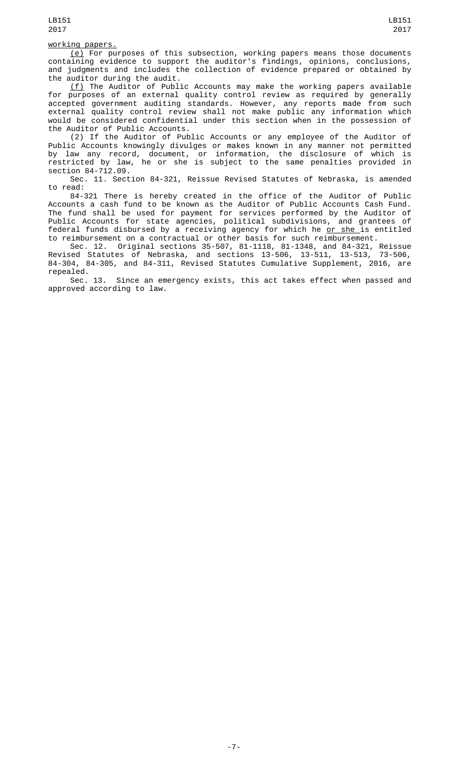working papers.

(e) For purposes of this subsection, working papers means those documents containing evidence to support the auditor's findings, opinions, conclusions, and judgments and includes the collection of evidence prepared or obtained by the auditor during the audit.

(f) The Auditor of Public Accounts may make the working papers available for purposes of an external quality control review as required by generally accepted government auditing standards. However, any reports made from such external quality control review shall not make public any information which would be considered confidential under this section when in the possession of the Auditor of Public Accounts.

(2) If the Auditor of Public Accounts or any employee of the Auditor of Public Accounts knowingly divulges or makes known in any manner not permitted by law any record, document, or information, the disclosure of which is restricted by law, he or she is subject to the same penalties provided in section 84-712.09.

Sec. 11. Section 84-321, Reissue Revised Statutes of Nebraska, is amended to read:

84-321 There is hereby created in the office of the Auditor of Public Accounts a cash fund to be known as the Auditor of Public Accounts Cash Fund. The fund shall be used for payment for services performed by the Auditor of Public Accounts for state agencies, political subdivisions, and grantees of federal funds disbursed by a receiving agency for which he or she is entitled to reimbursement on a contractual or other basis for such reimbursement.

Sec. 12. Original sections 35-507, 81-1118, 81-1348, and 84-321, Reissue Revised Statutes of Nebraska, and sections 13-506, 13-511, 13-513, 73-506, 84-304, 84-305, and 84-311, Revised Statutes Cumulative Supplement, 2016, are repealed.

Sec. 13. Since an emergency exists, this act takes effect when passed and approved according to law.